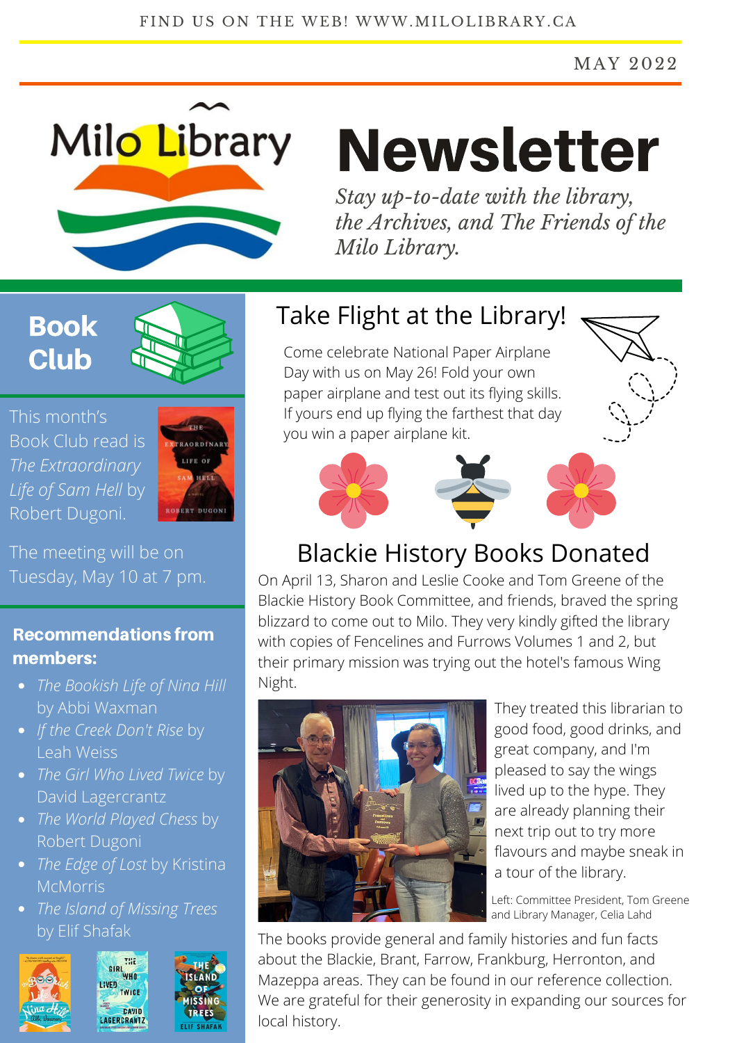FIND US ON THE WEB! WWW.MILOLIBRARY.CA

MAY 2022

# Milo Library Newsletter

*Stay up-to-date with the library, the Archives, and The Friends of the Milo Library.*

## Book Club

This month's Book Club read is *The Extraordinary Life of Sam Hell* by Robert Dugoni.

The meeting will be on Tuesday, May 10 at 7 pm.

### Recommendations from members:

- *The Bookish Life of Nina Hill* by Abbi Waxman
- *If the Creek Don't Rise* by Leah Weiss
- *The Girl Who Lived Twice* by David Lagercrantz
- *The World Played Chess* by Robert Dugoni
- *The Edge of Lost* by Kristina McMorris
- *The Island of Missing Trees* by Elif Shafak

## Take Flight at the Library!

Come celebrate National Paper Airplane Day with us on May 26! Fold your own paper airplane and test out its flying skills. If yours end up flying the farthest that day you win a paper airplane kit.

## Blackie History Books Donated

On April 13, Sharon and Leslie Cooke and Tom Greene of the Blackie History Book Committee, and friends, braved the spring blizzard to come out to Milo. They very kindly gifted the library with copies of Fencelines and Furrows Volumes 1 and 2, but their primary mission was trying out the hotel's famous Wing Night.

They treated this librarian to good food, good drinks, and great company, and I'm pleased to say the wings lived up to the hype. They are already planning their next trip out to try more flavours and maybe sneak in a tour of the library.

Left: Committee President, Tom Greene and Library Manager, Celia Lahd

The books provide general and family histories and fun facts about the Blackie, Brant, Farrow, Frankburg, Herronton, and Mazeppa areas. They can be found in our reference collection. We are grateful for their generosity in expanding our sources for local history.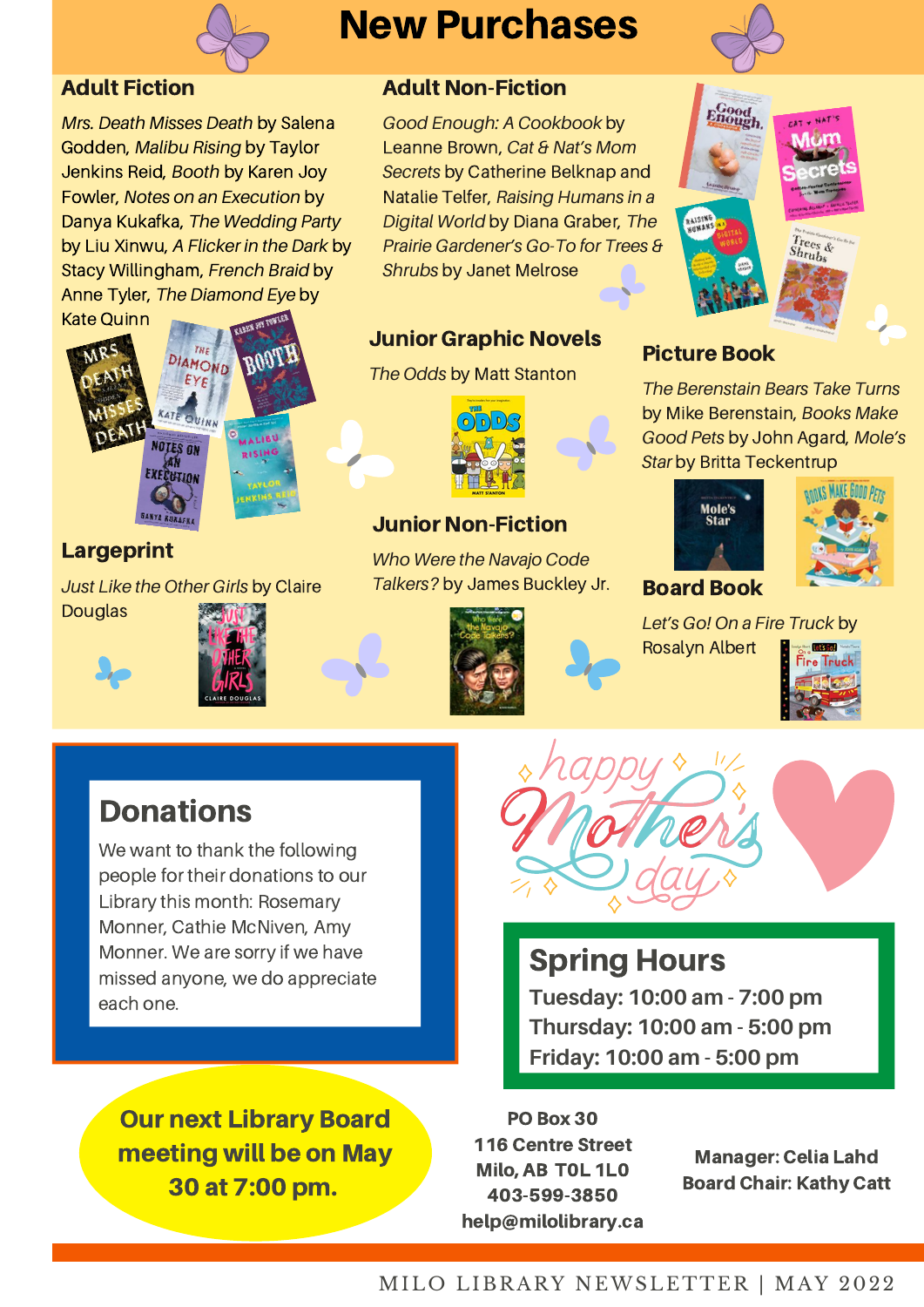# New Purchases

## Adult Fiction

*Mrs. Death Misses Death* by Salena Godden, *Malibu Rising* by Taylor Jenkins Reid, *Booth* by Karen Joy Fowler, *Notes on an Execution* by Danya Kukafka, *The Wedding Party* by Liu Xinwu, *A Flicker in the Dark* by Stacy Willingham, *French Braid* by Anne Tyler, *The Diamond Eye* by Kate Quinn

## Adult Non-Fiction

*Good Enough: A Cookbook* by Leanne Brown, *Cat & Nat's Mom Secrets* by Catherine Belknap and Natalie Telfer, *Raising Humans in a Digital World* by Diana Graber, *The Prairie Gardener's Go-To for Trees & Shrubs* by Janet Melrose

## Junior Graphic Novels

*The Odds* by Matt Stanton

## Picture Book

*The Berenstain Bears Take Turns* by Mike Berenstain, *Books Make Good Pets* by John Agard, *Mole's Star* by Britta Teckentrup

## Largeprint

*Just Like the Other Girls* by Claire Douglas

## Junior Non-Fiction

*Who Were the Navajo Code Talkers?* by James Buckley Jr.

## Board Book

*Let's Go! On a Fire Truck* by Rosalyn Albert

## Donations

We want to thank the following people for their donations to our Library this month: Rosemary Monner, Cathie McNiven, Amy Monner. We are sorry if we have missed anyone, we do appreciate each one.

happy Mother's day

## Spring Hours

**Tuesday: 10:00 am - 7:00 pm**
**Thursday: 10:00 am - 5:00 pm**
**Friday: 10:00 am - 5:00 pm**

**Our next Library Board meeting will be on May 30 at 7:00 pm.**

**PO Box 30**
**116 Centre Street**
**Milo, AB T0L 1L0**
**403-599-3850**
**help@milolibrary.ca**

**Manager: Celia Lahd**
**Board Chair: Kathy Catt**